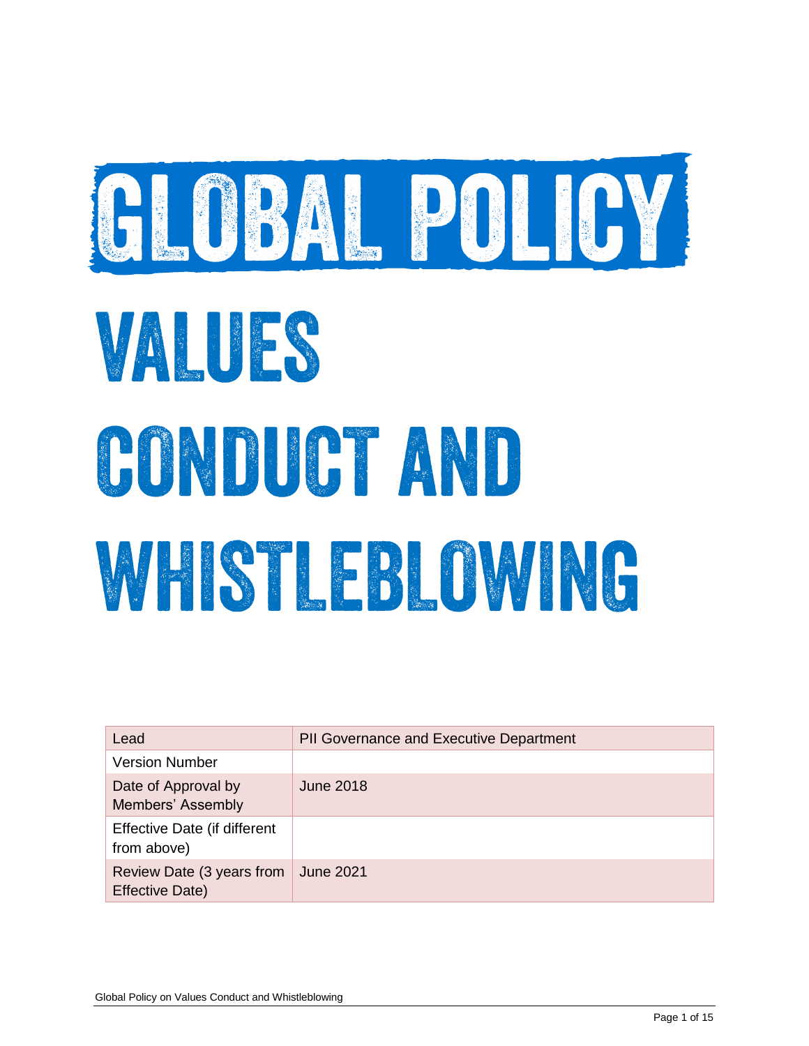# GLOBAL POLICY

# VALUES CONDUCT AND WHISTLEBLOWING

| Lead | PII Governance and Executive Department |
|---|---|
| Version Number | |
| Date of Approval by Members' Assembly | June 2018 |
| Effective Date (if different from above) | |
| Review Date (3 years from Effective Date) | June 2021 |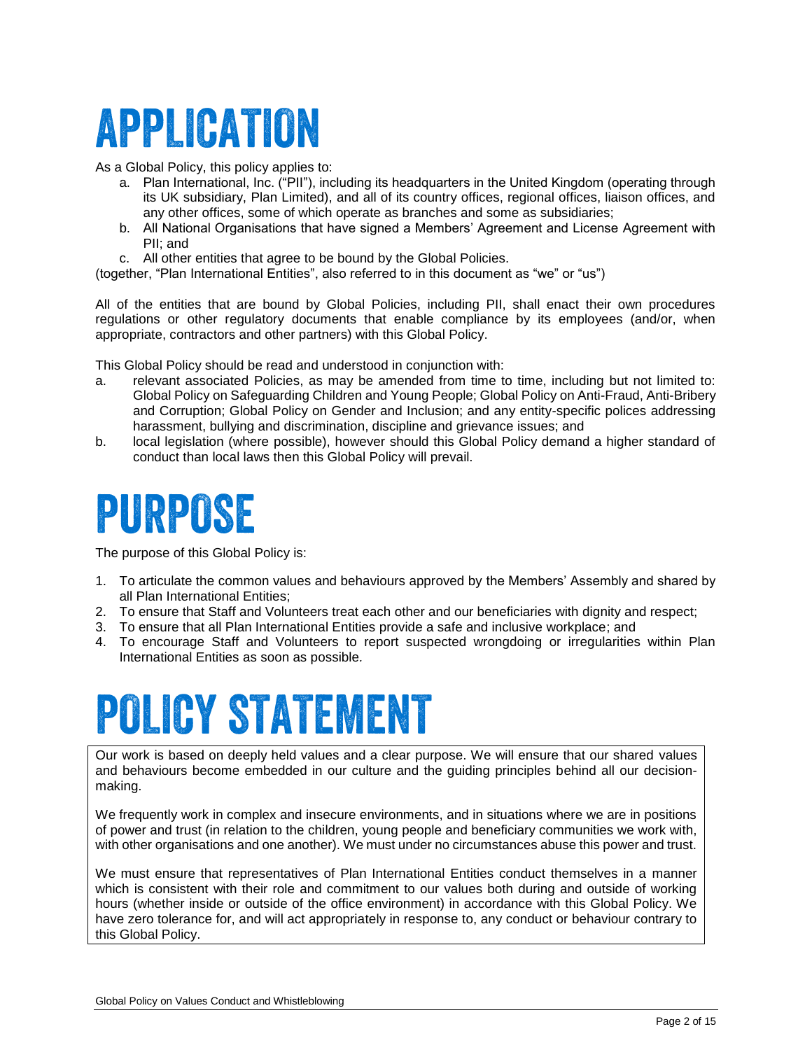# APPLICATION

As a Global Policy, this policy applies to:

a. Plan International, Inc. ("PII"), including its headquarters in the United Kingdom (operating through its UK subsidiary, Plan Limited), and all of its country offices, regional offices, liaison offices, and any other offices, some of which operate as branches and some as subsidiaries;
b. All National Organisations that have signed a Members' Agreement and License Agreement with PII; and
c. All other entities that agree to be bound by the Global Policies.

(together, "Plan International Entities", also referred to in this document as "we" or "us")

All of the entities that are bound by Global Policies, including PII, shall enact their own procedures regulations or other regulatory documents that enable compliance by its employees (and/or, when appropriate, contractors and other partners) with this Global Policy.

This Global Policy should be read and understood in conjunction with:

a. relevant associated Policies, as may be amended from time to time, including but not limited to: Global Policy on Safeguarding Children and Young People; Global Policy on Anti-Fraud, Anti-Bribery and Corruption; Global Policy on Gender and Inclusion; and any entity-specific polices addressing harassment, bullying and discrimination, discipline and grievance issues; and
b. local legislation (where possible), however should this Global Policy demand a higher standard of conduct than local laws then this Global Policy will prevail.

# PURPOSE

The purpose of this Global Policy is:

1. To articulate the common values and behaviours approved by the Members' Assembly and shared by all Plan International Entities;
2. To ensure that Staff and Volunteers treat each other and our beneficiaries with dignity and respect;
3. To ensure that all Plan International Entities provide a safe and inclusive workplace; and
4. To encourage Staff and Volunteers to report suspected wrongdoing or irregularities within Plan International Entities as soon as possible.

# POLICY STATEMENT

Our work is based on deeply held values and a clear purpose. We will ensure that our shared values and behaviours become embedded in our culture and the guiding principles behind all our decision-making.

We frequently work in complex and insecure environments, and in situations where we are in positions of power and trust (in relation to the children, young people and beneficiary communities we work with, with other organisations and one another). We must under no circumstances abuse this power and trust.

We must ensure that representatives of Plan International Entities conduct themselves in a manner which is consistent with their role and commitment to our values both during and outside of working hours (whether inside or outside of the office environment) in accordance with this Global Policy. We have zero tolerance for, and will act appropriately in response to, any conduct or behaviour contrary to this Global Policy.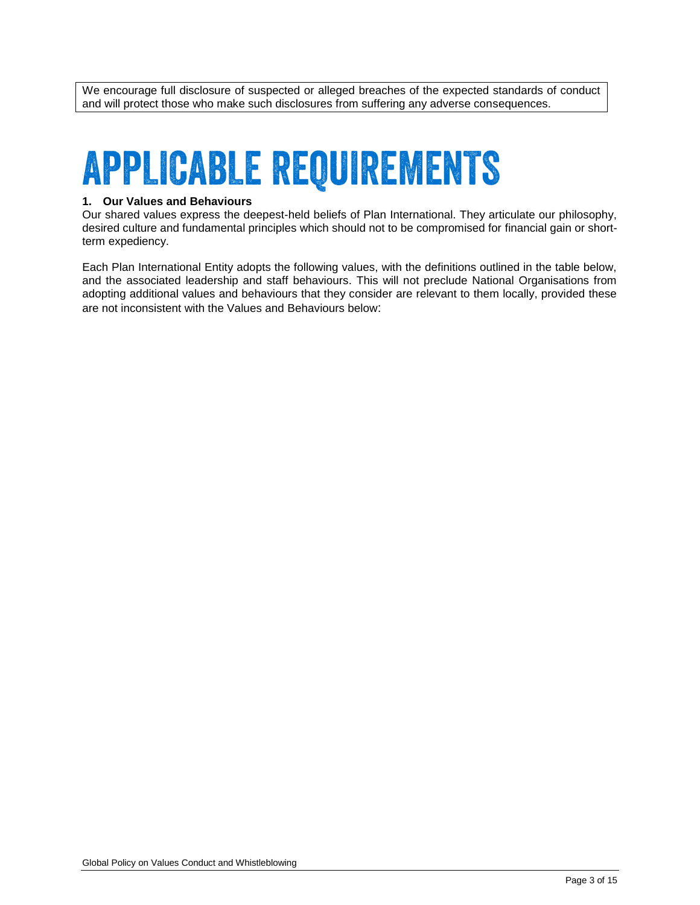We encourage full disclosure of suspected or alleged breaches of the expected standards of conduct and will protect those who make such disclosures from suffering any adverse consequences.

# APPLICABLE REQUIREMENTS

**1. Our Values and Behaviours**

Our shared values express the deepest-held beliefs of Plan International. They articulate our philosophy, desired culture and fundamental principles which should not to be compromised for financial gain or short-term expediency.

Each Plan International Entity adopts the following values, with the definitions outlined in the table below, and the associated leadership and staff behaviours. This will not preclude National Organisations from adopting additional values and behaviours that they consider are relevant to them locally, provided these are not inconsistent with the Values and Behaviours below: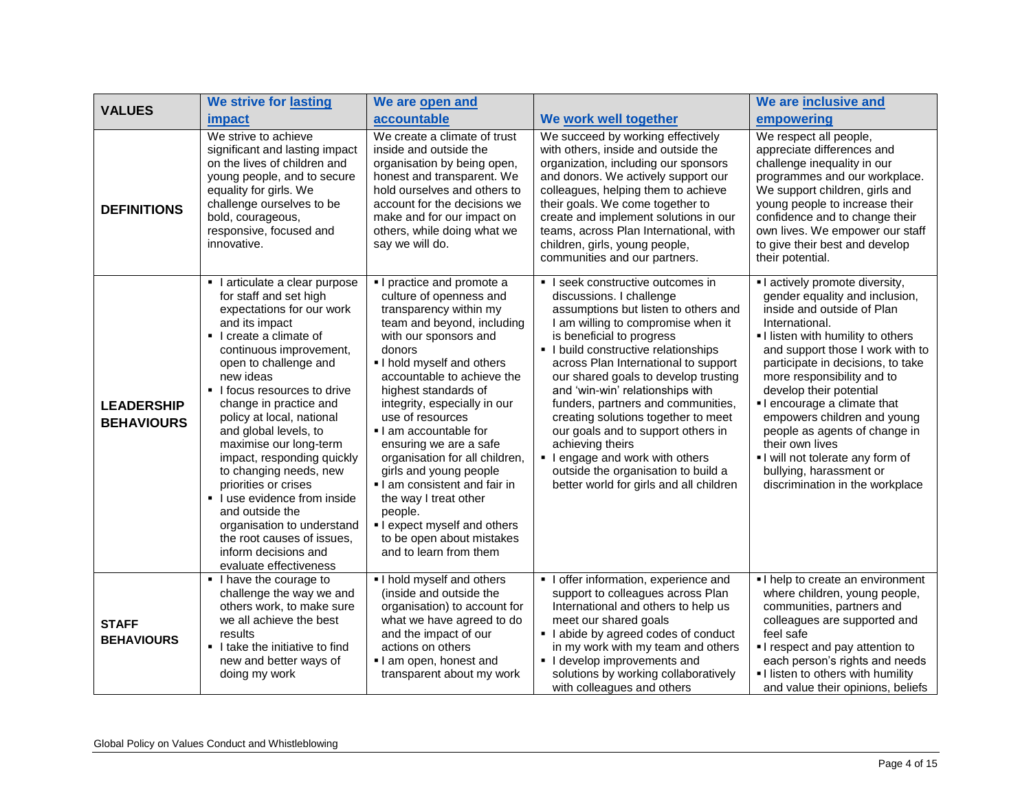| VALUES | We strive for lasting impact | We are open and accountable | We work well together | We are inclusive and empowering |
|---|---|---|---|---|
| **DEFINITIONS** | We strive to achieve significant and lasting impact on the lives of children and young people, and to secure equality for girls. We challenge ourselves to be bold, courageous, responsive, focused and innovative. | We create a climate of trust inside and outside the organisation by being open, honest and transparent. We hold ourselves and others to account for the decisions we make and for our impact on others, while doing what we say we will do. | We succeed by working effectively with others, inside and outside the organization, including our sponsors and donors. We actively support our colleagues, helping them to achieve their goals. We come together to create and implement solutions in our teams, across Plan International, with children, girls, young people, communities and our partners. | We respect all people, appreciate differences and challenge inequality in our programmes and our workplace. We support children, girls and young people to increase their confidence and to change their own lives. We empower our staff to give their best and develop their potential. |
| **LEADERSHIP BEHAVIOURS** | ▪ I articulate a clear purpose for staff and set high expectations for our work and its impact<br>▪ I create a climate of continuous improvement, open to challenge and new ideas<br>▪ I focus resources to drive change in practice and policy at local, national and global levels, to maximise our long-term impact, responding quickly to changing needs, new priorities or crises<br>▪ I use evidence from inside and outside the organisation to understand the root causes of issues, inform decisions and evaluate effectiveness | ▪ I practice and promote a culture of openness and transparency within my team and beyond, including with our sponsors and donors<br>▪ I hold myself and others accountable to achieve the highest standards of integrity, especially in our use of resources<br>▪ I am accountable for ensuring we are a safe organisation for all children, girls and young people<br>▪ I am consistent and fair in the way I treat other people.<br>▪ I expect myself and others to be open about mistakes and to learn from them | ▪ I seek constructive outcomes in discussions. I challenge assumptions but listen to others and I am willing to compromise when it is beneficial to progress<br>▪ I build constructive relationships across Plan International to support our shared goals to develop trusting and 'win-win' relationships with funders, partners and communities, creating solutions together to meet our goals and to support others in achieving theirs<br>▪ I engage and work with others outside the organisation to build a better world for girls and all children | ▪ I actively promote diversity, gender equality and inclusion, inside and outside of Plan International.<br>▪ I listen with humility to others and support those I work with to participate in decisions, to take more responsibility and to develop their potential<br>▪ I encourage a climate that empowers children and young people as agents of change in their own lives<br>▪ I will not tolerate any form of bullying, harassment or discrimination in the workplace |
| **STAFF BEHAVIOURS** | ▪ I have the courage to challenge the way we and others work, to make sure we all achieve the best results<br>▪ I take the initiative to find new and better ways of doing my work | ▪ I hold myself and others (inside and outside the organisation) to account for what we have agreed to do and the impact of our actions on others<br>▪ I am open, honest and transparent about my work | ▪ I offer information, experience and support to colleagues across Plan International and others to help us meet our shared goals<br>▪ I abide by agreed codes of conduct in my work with my team and others<br>▪ I develop improvements and solutions by working collaboratively with colleagues and others | ▪ I help to create an environment where children, young people, communities, partners and colleagues are supported and feel safe<br>▪ I respect and pay attention to each person's rights and needs<br>▪ I listen to others with humility and value their opinions, beliefs |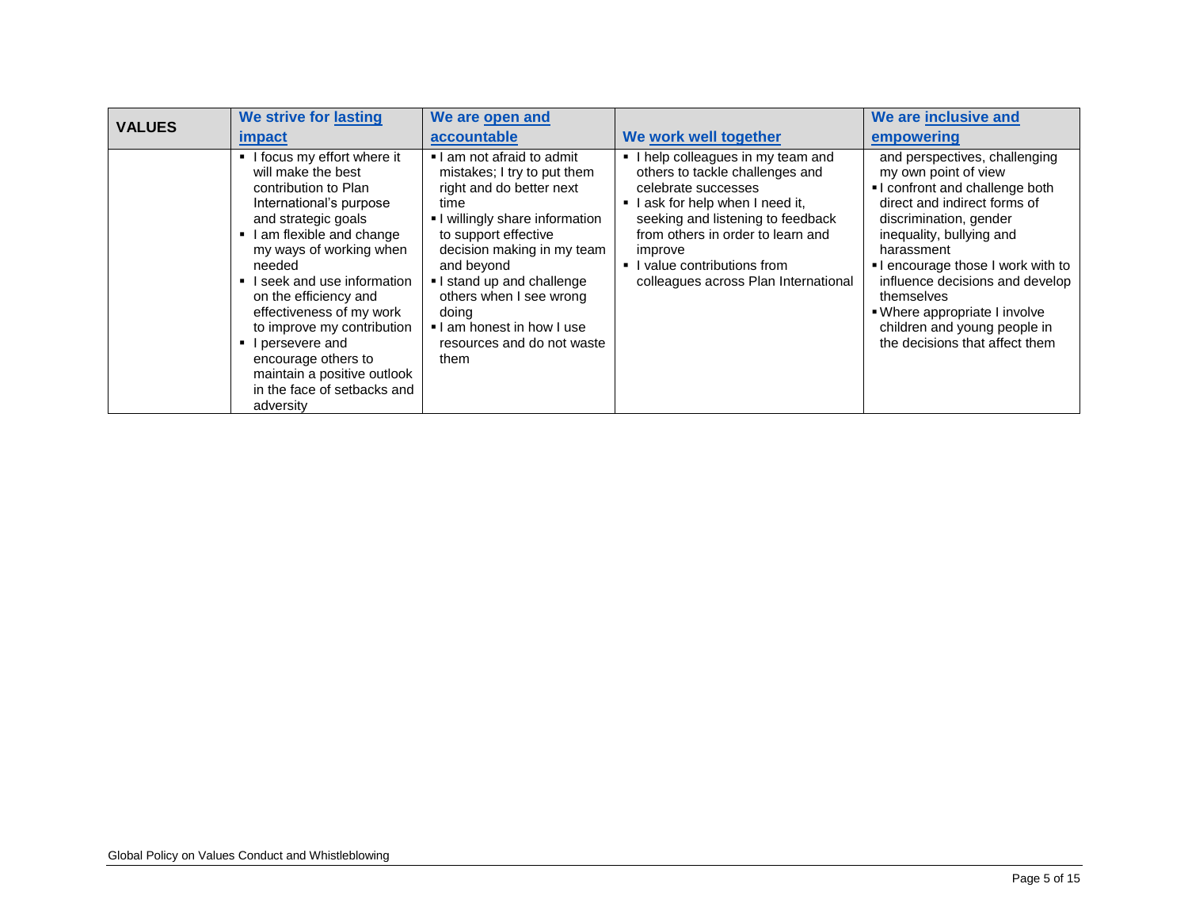| VALUES | We strive for lasting impact | We are open and accountable | We work well together | We are inclusive and empowering |
|---|---|---|---|---|
| | ▪ I focus my effort where it will make the best contribution to Plan International's purpose and strategic goals<br>▪ I am flexible and change my ways of working when needed<br>▪ I seek and use information on the efficiency and effectiveness of my work to improve my contribution<br>▪ I persevere and encourage others to maintain a positive outlook in the face of setbacks and adversity | ▪ I am not afraid to admit mistakes; I try to put them right and do better next time<br>▪ I willingly share information to support effective decision making in my team and beyond<br>▪ I stand up and challenge others when I see wrong doing<br>▪ I am honest in how I use resources and do not waste them | ▪ I help colleagues in my team and others to tackle challenges and celebrate successes<br>▪ I ask for help when I need it, seeking and listening to feedback from others in order to learn and improve<br>▪ I value contributions from colleagues across Plan International | and perspectives, challenging my own point of view<br>▪ I confront and challenge both direct and indirect forms of discrimination, gender inequality, bullying and harassment<br>▪ I encourage those I work with to influence decisions and develop themselves<br>▪ Where appropriate I involve children and young people in the decisions that affect them |

Global Policy on Values Conduct and Whistleblowing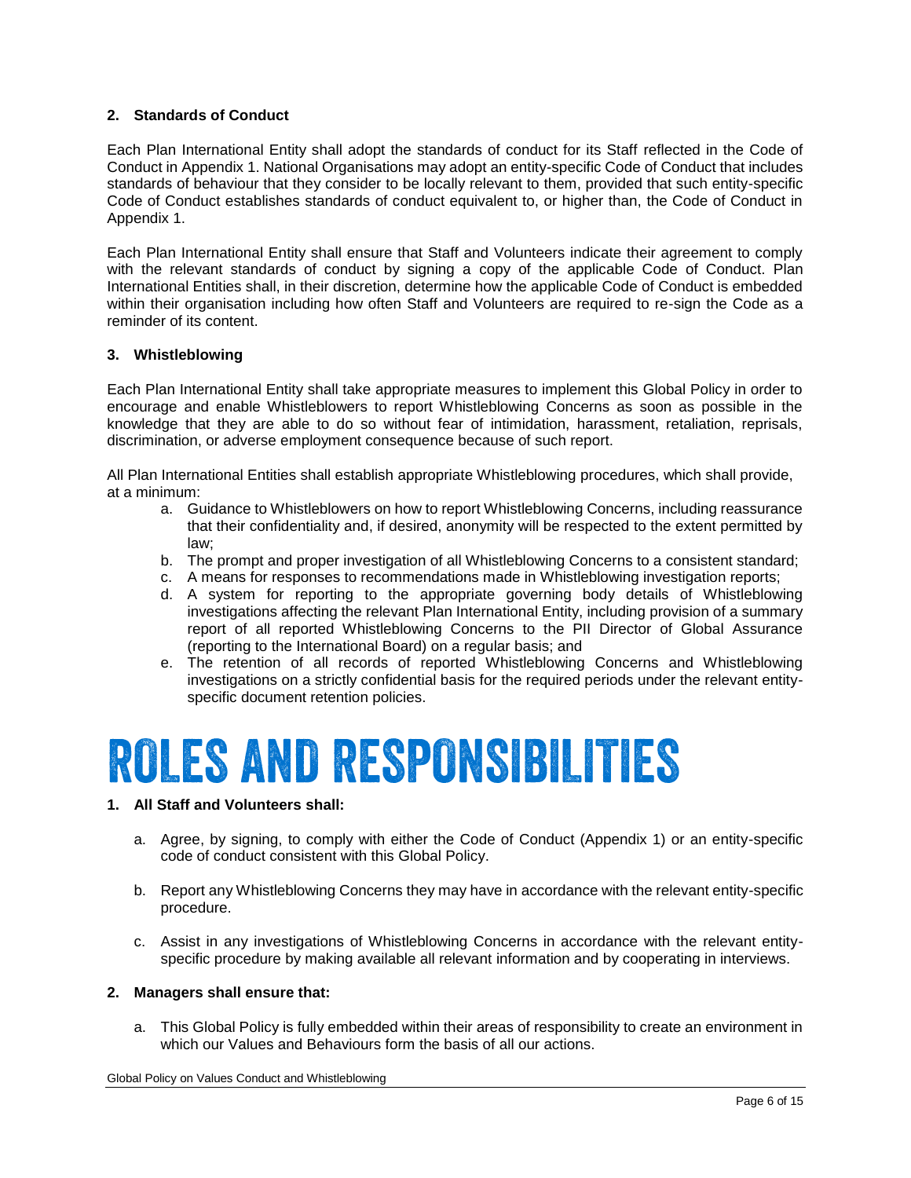### 2. Standards of Conduct

Each Plan International Entity shall adopt the standards of conduct for its Staff reflected in the Code of Conduct in Appendix 1. National Organisations may adopt an entity-specific Code of Conduct that includes standards of behaviour that they consider to be locally relevant to them, provided that such entity-specific Code of Conduct establishes standards of conduct equivalent to, or higher than, the Code of Conduct in Appendix 1.

Each Plan International Entity shall ensure that Staff and Volunteers indicate their agreement to comply with the relevant standards of conduct by signing a copy of the applicable Code of Conduct. Plan International Entities shall, in their discretion, determine how the applicable Code of Conduct is embedded within their organisation including how often Staff and Volunteers are required to re-sign the Code as a reminder of its content.

### 3. Whistleblowing

Each Plan International Entity shall take appropriate measures to implement this Global Policy in order to encourage and enable Whistleblowers to report Whistleblowing Concerns as soon as possible in the knowledge that they are able to do so without fear of intimidation, harassment, retaliation, reprisals, discrimination, or adverse employment consequence because of such report.

All Plan International Entities shall establish appropriate Whistleblowing procedures, which shall provide, at a minimum:

a. Guidance to Whistleblowers on how to report Whistleblowing Concerns, including reassurance that their confidentiality and, if desired, anonymity will be respected to the extent permitted by law;
b. The prompt and proper investigation of all Whistleblowing Concerns to a consistent standard;
c. A means for responses to recommendations made in Whistleblowing investigation reports;
d. A system for reporting to the appropriate governing body details of Whistleblowing investigations affecting the relevant Plan International Entity, including provision of a summary report of all reported Whistleblowing Concerns to the PII Director of Global Assurance (reporting to the International Board) on a regular basis; and
e. The retention of all records of reported Whistleblowing Concerns and Whistleblowing investigations on a strictly confidential basis for the required periods under the relevant entity-specific document retention policies.

# ROLES AND RESPONSIBILITIES

### 1. All Staff and Volunteers shall:

a. Agree, by signing, to comply with either the Code of Conduct (Appendix 1) or an entity-specific code of conduct consistent with this Global Policy.

b. Report any Whistleblowing Concerns they may have in accordance with the relevant entity-specific procedure.

c. Assist in any investigations of Whistleblowing Concerns in accordance with the relevant entity-specific procedure by making available all relevant information and by cooperating in interviews.

### 2. Managers shall ensure that:

a. This Global Policy is fully embedded within their areas of responsibility to create an environment in which our Values and Behaviours form the basis of all our actions.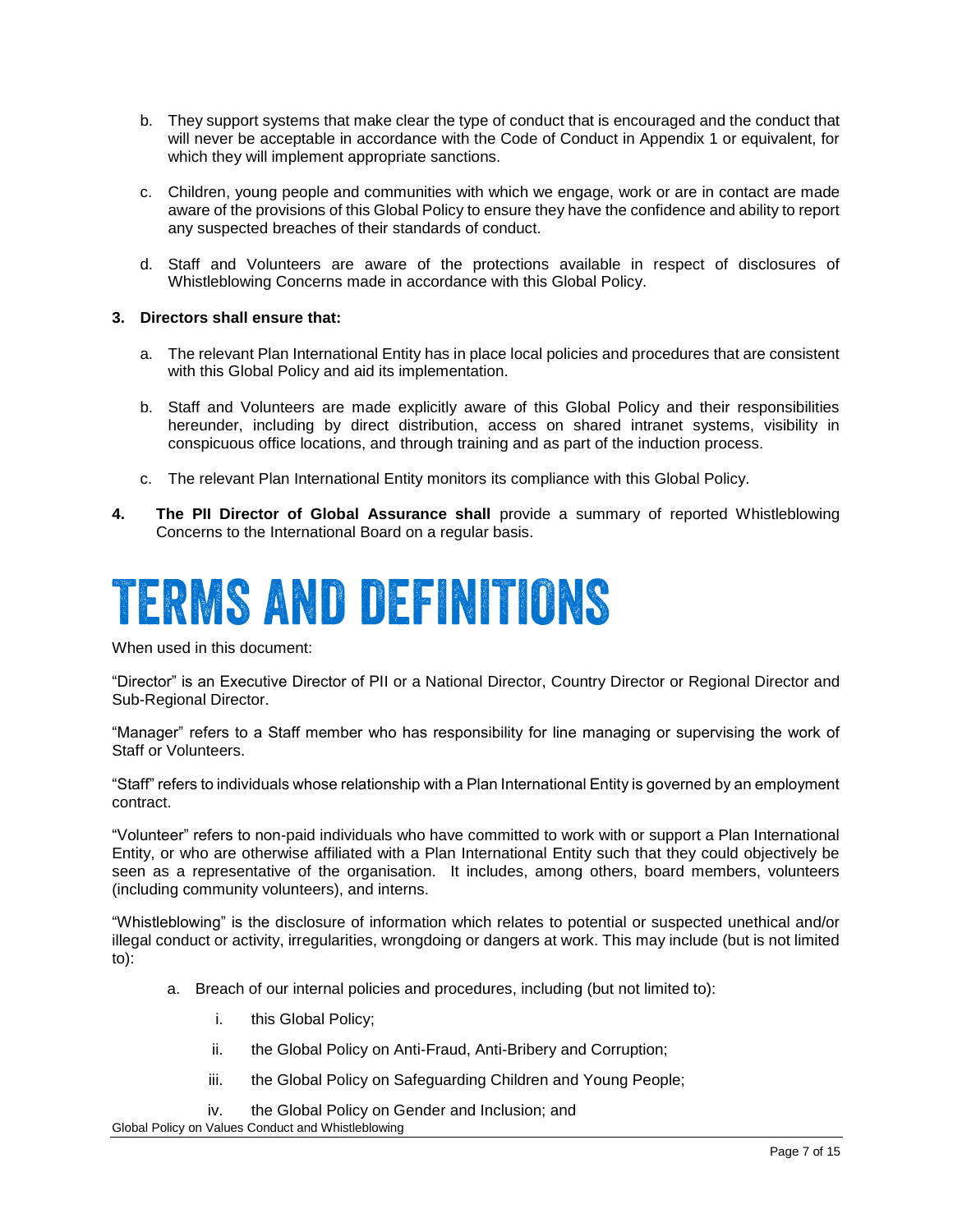b. They support systems that make clear the type of conduct that is encouraged and the conduct that will never be acceptable in accordance with the Code of Conduct in Appendix 1 or equivalent, for which they will implement appropriate sanctions.

c. Children, young people and communities with which we engage, work or are in contact are made aware of the provisions of this Global Policy to ensure they have the confidence and ability to report any suspected breaches of their standards of conduct.

d. Staff and Volunteers are aware of the protections available in respect of disclosures of Whistleblowing Concerns made in accordance with this Global Policy.

**3. Directors shall ensure that:**

a. The relevant Plan International Entity has in place local policies and procedures that are consistent with this Global Policy and aid its implementation.

b. Staff and Volunteers are made explicitly aware of this Global Policy and their responsibilities hereunder, including by direct distribution, access on shared intranet systems, visibility in conspicuous office locations, and through training and as part of the induction process.

c. The relevant Plan International Entity monitors its compliance with this Global Policy.

**4. The PII Director of Global Assurance shall** provide a summary of reported Whistleblowing Concerns to the International Board on a regular basis.

# TERMS AND DEFINITIONS

When used in this document:

"Director" is an Executive Director of PII or a National Director, Country Director or Regional Director and Sub-Regional Director.

"Manager" refers to a Staff member who has responsibility for line managing or supervising the work of Staff or Volunteers.

"Staff" refers to individuals whose relationship with a Plan International Entity is governed by an employment contract.

"Volunteer" refers to non-paid individuals who have committed to work with or support a Plan International Entity, or who are otherwise affiliated with a Plan International Entity such that they could objectively be seen as a representative of the organisation. It includes, among others, board members, volunteers (including community volunteers), and interns.

"Whistleblowing" is the disclosure of information which relates to potential or suspected unethical and/or illegal conduct or activity, irregularities, wrongdoing or dangers at work. This may include (but is not limited to):

a. Breach of our internal policies and procedures, including (but not limited to):

   i. this Global Policy;

   ii. the Global Policy on Anti-Fraud, Anti-Bribery and Corruption;

   iii. the Global Policy on Safeguarding Children and Young People;

   iv. the Global Policy on Gender and Inclusion; and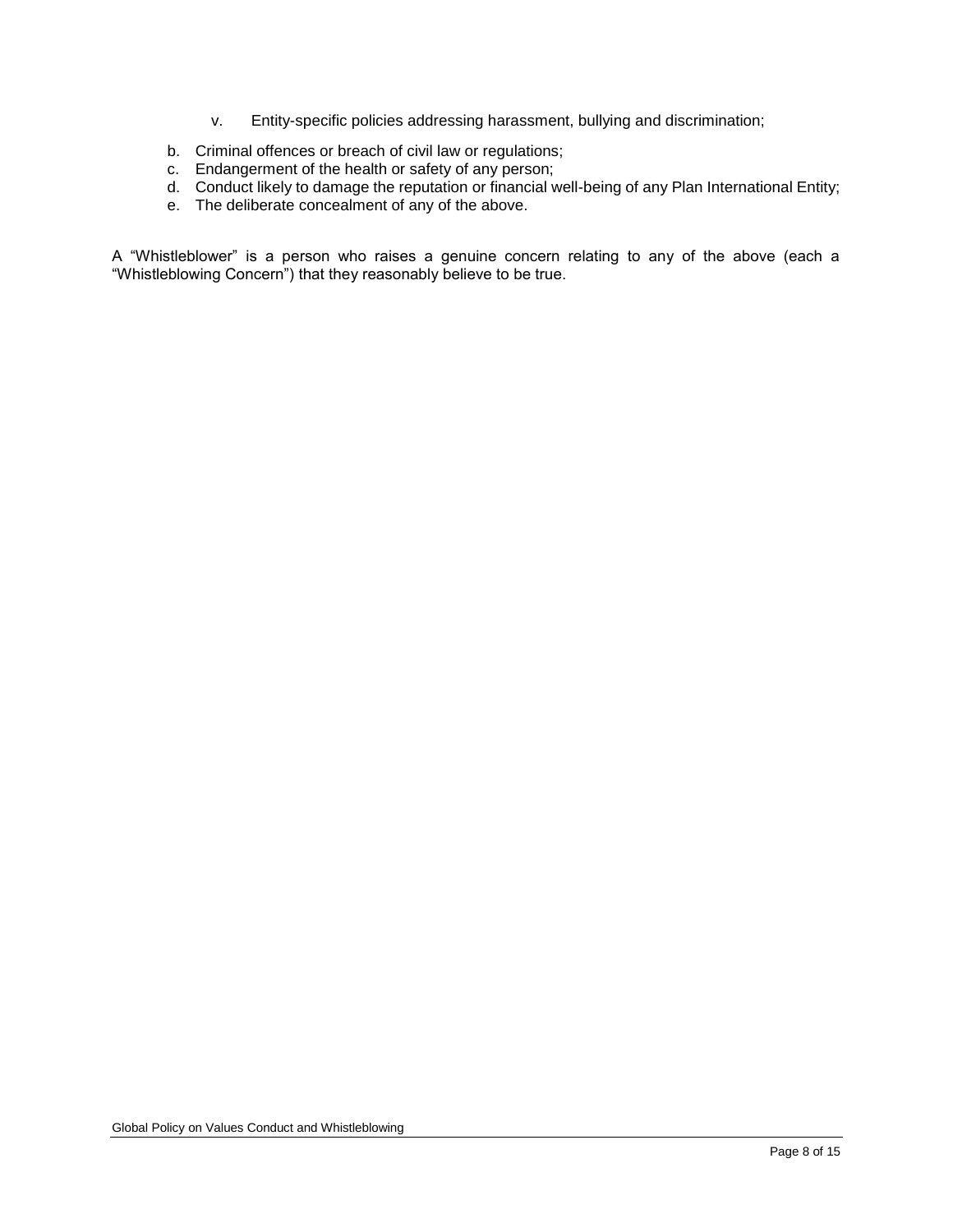v. Entity-specific policies addressing harassment, bullying and discrimination;

b. Criminal offences or breach of civil law or regulations;
c. Endangerment of the health or safety of any person;
d. Conduct likely to damage the reputation or financial well-being of any Plan International Entity;
e. The deliberate concealment of any of the above.

A "Whistleblower" is a person who raises a genuine concern relating to any of the above (each a "Whistleblowing Concern") that they reasonably believe to be true.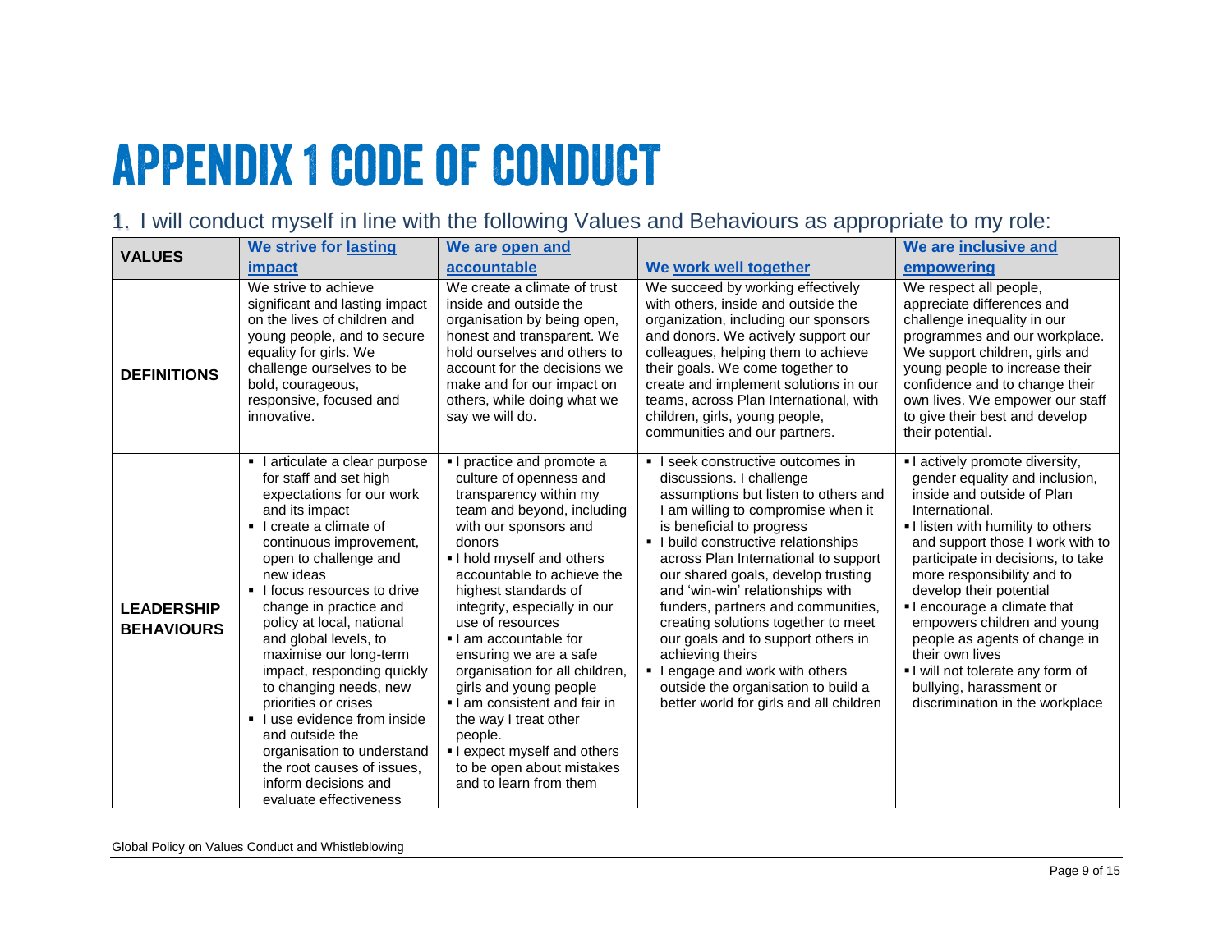# APPENDIX 1 CODE OF CONDUCT

1. I will conduct myself in line with the following Values and Behaviours as appropriate to my role:

| VALUES | We strive for lasting impact | We are open and accountable | We work well together | We are inclusive and empowering |
|---|---|---|---|---|
| **DEFINITIONS** | We strive to achieve significant and lasting impact on the lives of children and young people, and to secure equality for girls. We challenge ourselves to be bold, courageous, responsive, focused and innovative. | We create a climate of trust inside and outside the organisation by being open, honest and transparent. We hold ourselves and others to account for the decisions we make and for our impact on others, while doing what we say we will do. | We succeed by working effectively with others, inside and outside the organization, including our sponsors and donors. We actively support our colleagues, helping them to achieve their goals. We come together to create and implement solutions in our teams, across Plan International, with children, girls, young people, communities and our partners. | We respect all people, appreciate differences and challenge inequality in our programmes and our workplace. We support children, girls and young people to increase their confidence and to change their own lives. We empower our staff to give their best and develop their potential. |
| **LEADERSHIP BEHAVIOURS** | ▪ I articulate a clear purpose for staff and set high expectations for our work and its impact<br>▪ I create a climate of continuous improvement, open to challenge and new ideas<br>▪ I focus resources to drive change in practice and policy at local, national and global levels, to maximise our long-term impact, responding quickly to changing needs, new priorities or crises<br>▪ I use evidence from inside and outside the organisation to understand the root causes of issues, inform decisions and evaluate effectiveness | ▪ I practice and promote a culture of openness and transparency within my team and beyond, including with our sponsors and donors<br>▪ I hold myself and others accountable to achieve the highest standards of integrity, especially in our use of resources<br>▪ I am accountable for ensuring we are a safe organisation for all children, girls and young people<br>▪ I am consistent and fair in the way I treat other people.<br>▪ I expect myself and others to be open about mistakes and to learn from them | ▪ I seek constructive outcomes in discussions. I challenge assumptions but listen to others and I am willing to compromise when it is beneficial to progress<br>▪ I build constructive relationships across Plan International to support our shared goals, develop trusting and 'win-win' relationships with funders, partners and communities, creating solutions together to meet our goals and to support others in achieving theirs<br>▪ I engage and work with others outside the organisation to build a better world for girls and all children | ▪ I actively promote diversity, gender equality and inclusion, inside and outside of Plan International.<br>▪ I listen with humility to others and support those I work with to participate in decisions, to take more responsibility and to develop their potential<br>▪ I encourage a climate that empowers children and young people as agents of change in their own lives<br>▪ I will not tolerate any form of bullying, harassment or discrimination in the workplace |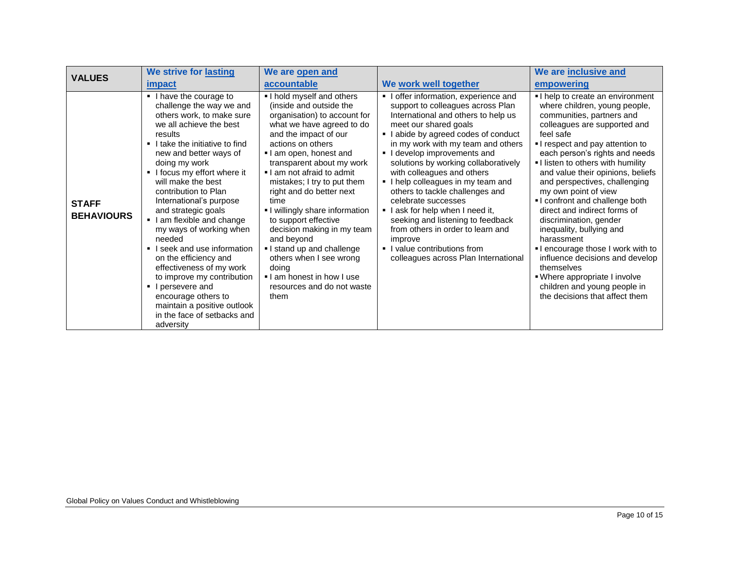| VALUES | We strive for lasting impact | We are open and accountable | We work well together | We are inclusive and empowering |
|---|---|---|---|---|
| **STAFF BEHAVIOURS** | ▪ I have the courage to challenge the way we and others work, to make sure we all achieve the best results<br>▪ I take the initiative to find new and better ways of doing my work<br>▪ I focus my effort where it will make the best contribution to Plan International's purpose and strategic goals<br>▪ I am flexible and change my ways of working when needed<br>▪ I seek and use information on the efficiency and effectiveness of my work to improve my contribution<br>▪ I persevere and encourage others to maintain a positive outlook in the face of setbacks and adversity | ▪ I hold myself and others (inside and outside the organisation) to account for what we have agreed to do and the impact of our actions on others<br>▪ I am open, honest and transparent about my work<br>▪ I am not afraid to admit mistakes; I try to put them right and do better next time<br>▪ I willingly share information to support effective decision making in my team and beyond<br>▪ I stand up and challenge others when I see wrong doing<br>▪ I am honest in how I use resources and do not waste them | ▪ I offer information, experience and support to colleagues across Plan International and others to help us meet our shared goals<br>▪ I abide by agreed codes of conduct in my work with my team and others<br>▪ I develop improvements and solutions by working collaboratively with colleagues and others<br>▪ I help colleagues in my team and others to tackle challenges and celebrate successes<br>▪ I ask for help when I need it, seeking and listening to feedback from others in order to learn and improve<br>▪ I value contributions from colleagues across Plan International | ▪ I help to create an environment where children, young people, communities, partners and colleagues are supported and feel safe<br>▪ I respect and pay attention to each person's rights and needs<br>▪ I listen to others with humility and value their opinions, beliefs and perspectives, challenging my own point of view<br>▪ I confront and challenge both direct and indirect forms of discrimination, gender inequality, bullying and harassment<br>▪ I encourage those I work with to influence decisions and develop themselves<br>▪ Where appropriate I involve children and young people in the decisions that affect them |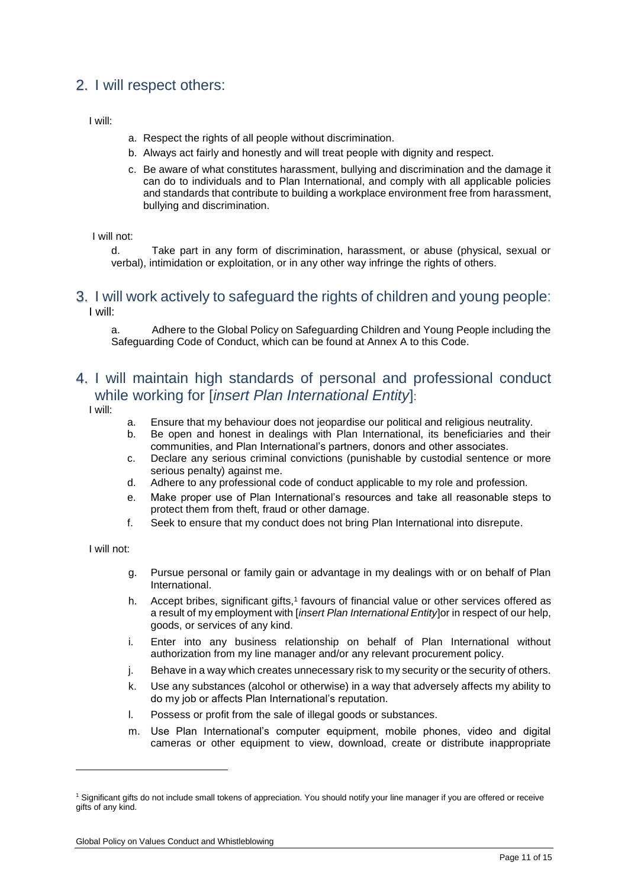## 2. I will respect others:

I will:

a. Respect the rights of all people without discrimination.
b. Always act fairly and honestly and will treat people with dignity and respect.
c. Be aware of what constitutes harassment, bullying and discrimination and the damage it can do to individuals and to Plan International, and comply with all applicable policies and standards that contribute to building a workplace environment free from harassment, bullying and discrimination.

I will not:

d. Take part in any form of discrimination, harassment, or abuse (physical, sexual or verbal), intimidation or exploitation, or in any other way infringe the rights of others.

## 3. I will work actively to safeguard the rights of children and young people:

I will:

a. Adhere to the Global Policy on Safeguarding Children and Young People including the Safeguarding Code of Conduct, which can be found at Annex A to this Code.

## 4. I will maintain high standards of personal and professional conduct while working for [*insert Plan International Entity*]:

I will:

a. Ensure that my behaviour does not jeopardise our political and religious neutrality.
b. Be open and honest in dealings with Plan International, its beneficiaries and their communities, and Plan International's partners, donors and other associates.
c. Declare any serious criminal convictions (punishable by custodial sentence or more serious penalty) against me.
d. Adhere to any professional code of conduct applicable to my role and profession.
e. Make proper use of Plan International's resources and take all reasonable steps to protect them from theft, fraud or other damage.
f. Seek to ensure that my conduct does not bring Plan International into disrepute.

I will not:

g. Pursue personal or family gain or advantage in my dealings with or on behalf of Plan International.
h. Accept bribes, significant gifts,[1] favours of financial value or other services offered as a result of my employment with [*insert Plan International Entity*]or in respect of our help, goods, or services of any kind.
i. Enter into any business relationship on behalf of Plan International without authorization from my line manager and/or any relevant procurement policy.
j. Behave in a way which creates unnecessary risk to my security or the security of others.
k. Use any substances (alcohol or otherwise) in a way that adversely affects my ability to do my job or affects Plan International's reputation.
l. Possess or profit from the sale of illegal goods or substances.
m. Use Plan International's computer equipment, mobile phones, video and digital cameras or other equipment to view, download, create or distribute inappropriate

[1] Significant gifts do not include small tokens of appreciation. You should notify your line manager if you are offered or receive gifts of any kind.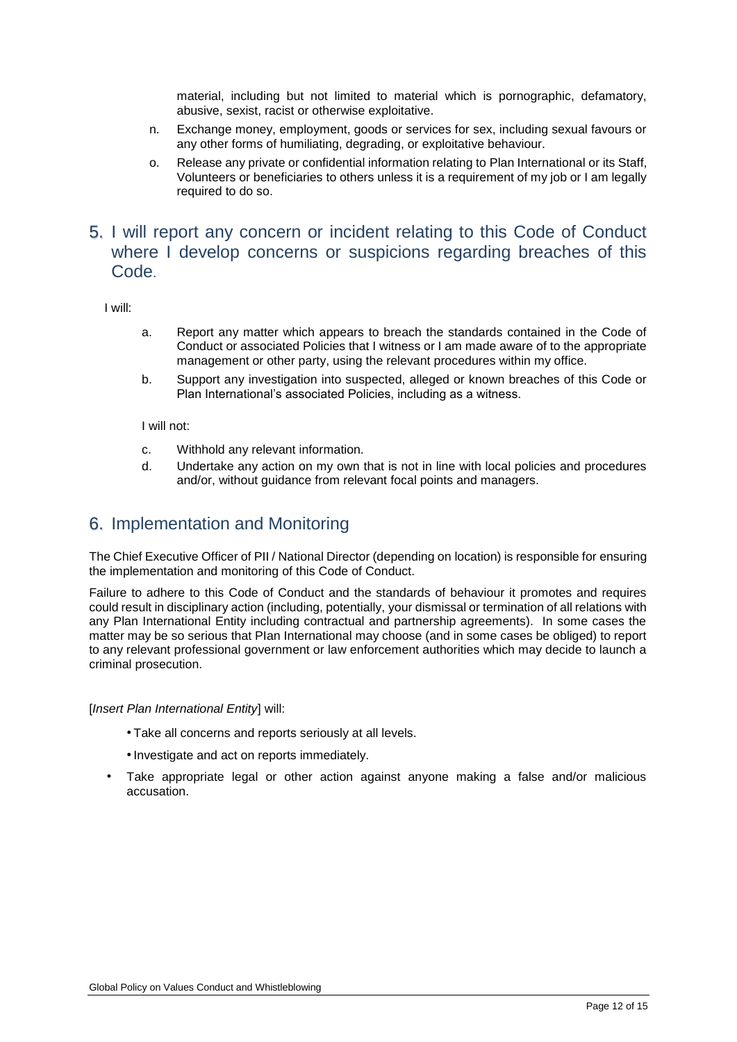material, including but not limited to material which is pornographic, defamatory, abusive, sexist, racist or otherwise exploitative.

n. Exchange money, employment, goods or services for sex, including sexual favours or any other forms of humiliating, degrading, or exploitative behaviour.

o. Release any private or confidential information relating to Plan International or its Staff, Volunteers or beneficiaries to others unless it is a requirement of my job or I am legally required to do so.

## 5. I will report any concern or incident relating to this Code of Conduct where I develop concerns or suspicions regarding breaches of this Code.

I will:

a. Report any matter which appears to breach the standards contained in the Code of Conduct or associated Policies that I witness or I am made aware of to the appropriate management or other party, using the relevant procedures within my office.

b. Support any investigation into suspected, alleged or known breaches of this Code or Plan International's associated Policies, including as a witness.

I will not:

c. Withhold any relevant information.

d. Undertake any action on my own that is not in line with local policies and procedures and/or, without guidance from relevant focal points and managers.

## 6. Implementation and Monitoring

The Chief Executive Officer of PII / National Director (depending on location) is responsible for ensuring the implementation and monitoring of this Code of Conduct.

Failure to adhere to this Code of Conduct and the standards of behaviour it promotes and requires could result in disciplinary action (including, potentially, your dismissal or termination of all relations with any Plan International Entity including contractual and partnership agreements). In some cases the matter may be so serious that PIan International may choose (and in some cases be obliged) to report to any relevant professional government or law enforcement authorities which may decide to launch a criminal prosecution.

[*Insert Plan International Entity*] will:

- Take all concerns and reports seriously at all levels.
- Investigate and act on reports immediately.
- Take appropriate legal or other action against anyone making a false and/or malicious accusation.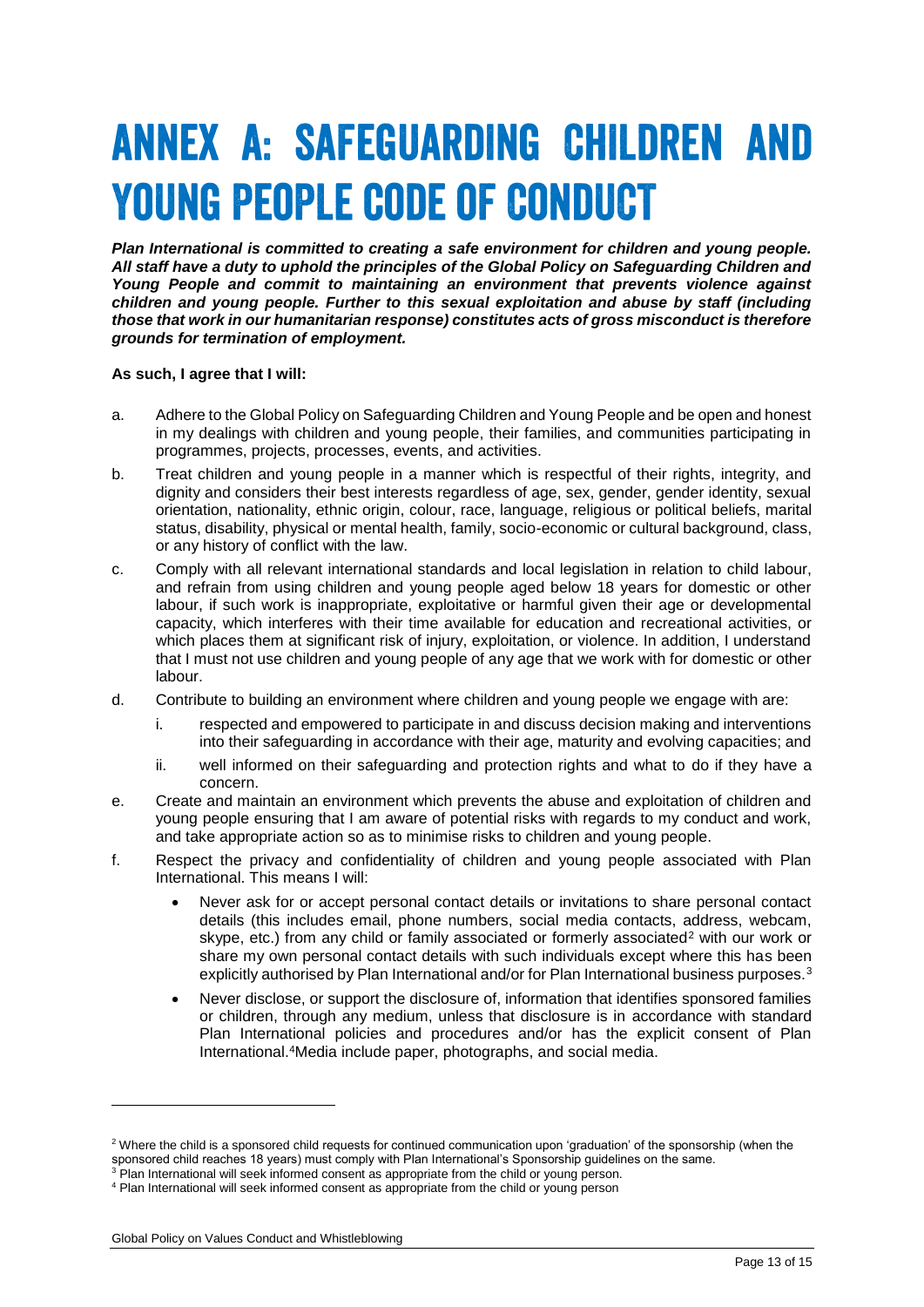# ANNEX A: SAFEGUARDING CHILDREN AND YOUNG PEOPLE CODE OF CONDUCT

***Plan International is committed to creating a safe environment for children and young people. All staff have a duty to uphold the principles of the Global Policy on Safeguarding Children and Young People and commit to maintaining an environment that prevents violence against children and young people. Further to this sexual exploitation and abuse by staff (including those that work in our humanitarian response) constitutes acts of gross misconduct is therefore grounds for termination of employment.***

**As such, I agree that I will:**

a. Adhere to the Global Policy on Safeguarding Children and Young People and be open and honest in my dealings with children and young people, their families, and communities participating in programmes, projects, processes, events, and activities.

b. Treat children and young people in a manner which is respectful of their rights, integrity, and dignity and considers their best interests regardless of age, sex, gender, gender identity, sexual orientation, nationality, ethnic origin, colour, race, language, religious or political beliefs, marital status, disability, physical or mental health, family, socio-economic or cultural background, class, or any history of conflict with the law.

c. Comply with all relevant international standards and local legislation in relation to child labour, and refrain from using children and young people aged below 18 years for domestic or other labour, if such work is inappropriate, exploitative or harmful given their age or developmental capacity, which interferes with their time available for education and recreational activities, or which places them at significant risk of injury, exploitation, or violence. In addition, I understand that I must not use children and young people of any age that we work with for domestic or other labour.

d. Contribute to building an environment where children and young people we engage with are:

   i. respected and empowered to participate in and discuss decision making and interventions into their safeguarding in accordance with their age, maturity and evolving capacities; and

   ii. well informed on their safeguarding and protection rights and what to do if they have a concern.

e. Create and maintain an environment which prevents the abuse and exploitation of children and young people ensuring that I am aware of potential risks with regards to my conduct and work, and take appropriate action so as to minimise risks to children and young people.

f. Respect the privacy and confidentiality of children and young people associated with Plan International. This means I will:

   - Never ask for or accept personal contact details or invitations to share personal contact details (this includes email, phone numbers, social media contacts, address, webcam, skype, etc.) from any child or family associated or formerly associated[2] with our work or share my own personal contact details with such individuals except where this has been explicitly authorised by Plan International and/or for Plan International business purposes.[3]

   - Never disclose, or support the disclosure of, information that identifies sponsored families or children, through any medium, unless that disclosure is in accordance with standard Plan International policies and procedures and/or has the explicit consent of Plan International.[4] Media include paper, photographs, and social media.

---

[2] Where the child is a sponsored child requests for continued communication upon 'graduation' of the sponsorship (when the sponsored child reaches 18 years) must comply with Plan International's Sponsorship guidelines on the same.

[3] Plan International will seek informed consent as appropriate from the child or young person.

[4] Plan International will seek informed consent as appropriate from the child or young person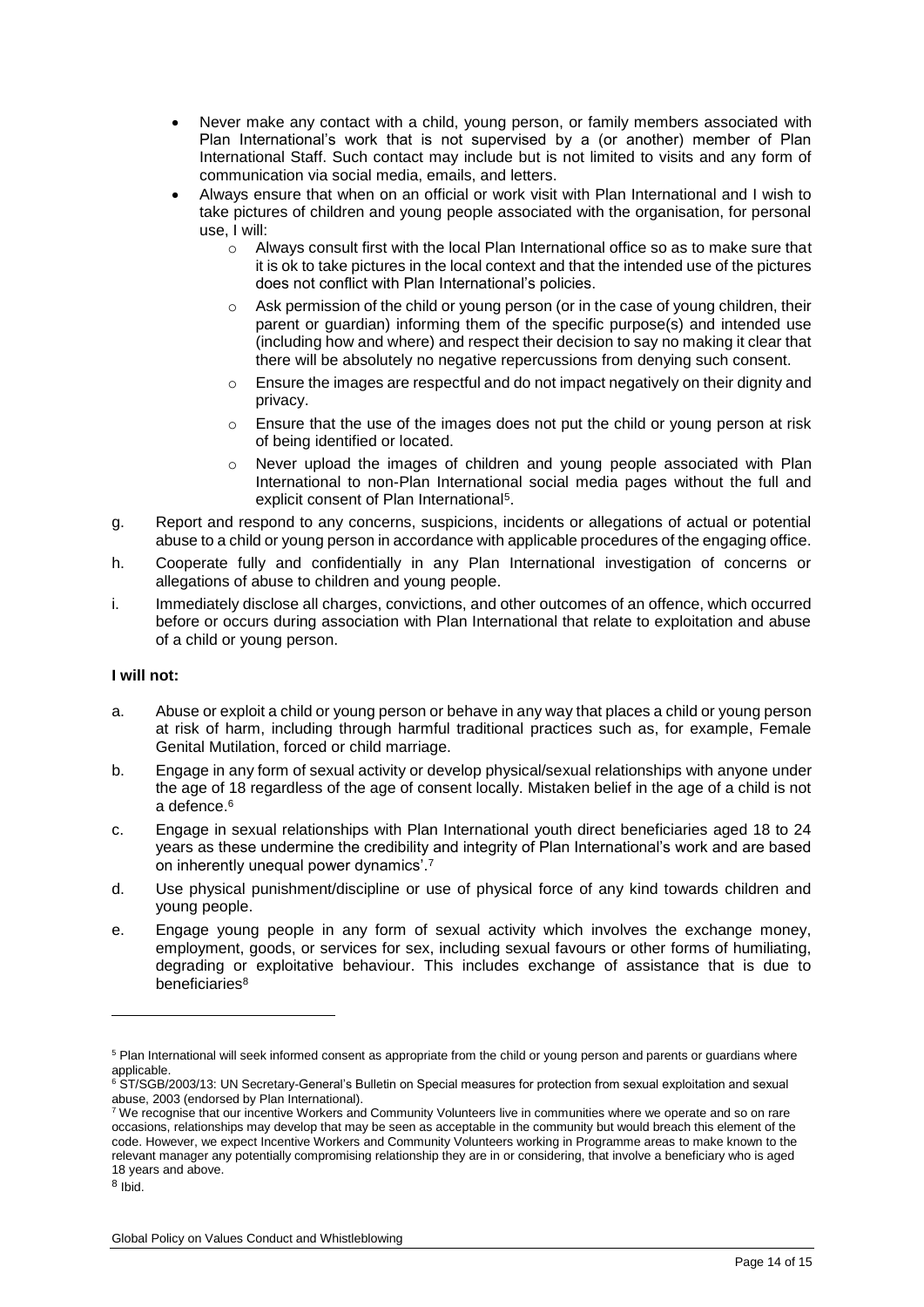- Never make any contact with a child, young person, or family members associated with Plan International's work that is not supervised by a (or another) member of Plan International Staff. Such contact may include but is not limited to visits and any form of communication via social media, emails, and letters.
- Always ensure that when on an official or work visit with Plan International and I wish to take pictures of children and young people associated with the organisation, for personal use, I will:
  - Always consult first with the local Plan International office so as to make sure that it is ok to take pictures in the local context and that the intended use of the pictures does not conflict with Plan International's policies.
  - Ask permission of the child or young person (or in the case of young children, their parent or guardian) informing them of the specific purpose(s) and intended use (including how and where) and respect their decision to say no making it clear that there will be absolutely no negative repercussions from denying such consent.
  - Ensure the images are respectful and do not impact negatively on their dignity and privacy.
  - Ensure that the use of the images does not put the child or young person at risk of being identified or located.
  - Never upload the images of children and young people associated with Plan International to non-Plan International social media pages without the full and explicit consent of Plan International[5].

g. Report and respond to any concerns, suspicions, incidents or allegations of actual or potential abuse to a child or young person in accordance with applicable procedures of the engaging office.

h. Cooperate fully and confidentially in any Plan International investigation of concerns or allegations of abuse to children and young people.

i. Immediately disclose all charges, convictions, and other outcomes of an offence, which occurred before or occurs during association with Plan International that relate to exploitation and abuse of a child or young person.

**I will not:**

a. Abuse or exploit a child or young person or behave in any way that places a child or young person at risk of harm, including through harmful traditional practices such as, for example, Female Genital Mutilation, forced or child marriage.

b. Engage in any form of sexual activity or develop physical/sexual relationships with anyone under the age of 18 regardless of the age of consent locally. Mistaken belief in the age of a child is not a defence.[6]

c. Engage in sexual relationships with Plan International youth direct beneficiaries aged 18 to 24 years as these undermine the credibility and integrity of Plan International's work and are based on inherently unequal power dynamics'.[7]

d. Use physical punishment/discipline or use of physical force of any kind towards children and young people.

e. Engage young people in any form of sexual activity which involves the exchange money, employment, goods, or services for sex, including sexual favours or other forms of humiliating, degrading or exploitative behaviour. This includes exchange of assistance that is due to beneficiaries[8]

---

[5] Plan International will seek informed consent as appropriate from the child or young person and parents or guardians where applicable.

[6] ST/SGB/2003/13: UN Secretary-General's Bulletin on Special measures for protection from sexual exploitation and sexual abuse, 2003 (endorsed by Plan International).

[7] We recognise that our incentive Workers and Community Volunteers live in communities where we operate and so on rare occasions, relationships may develop that may be seen as acceptable in the community but would breach this element of the code. However, we expect Incentive Workers and Community Volunteers working in Programme areas to make known to the relevant manager any potentially compromising relationship they are in or considering, that involve a beneficiary who is aged 18 years and above.

[8] Ibid.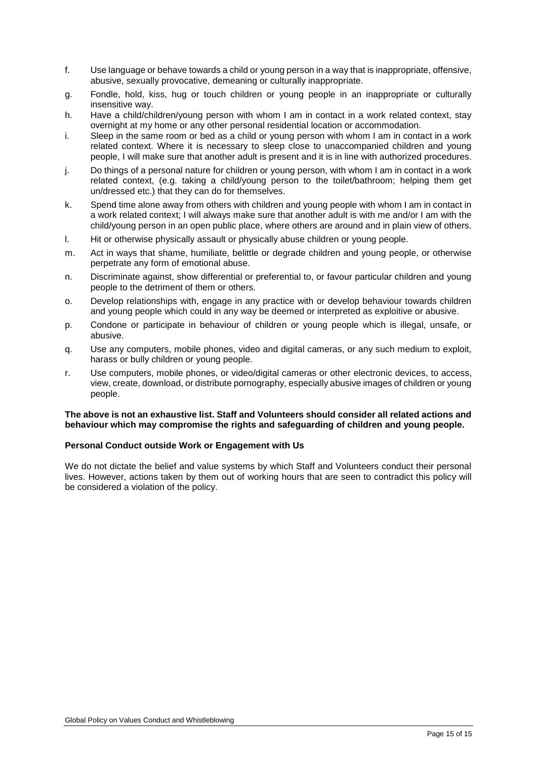f. Use language or behave towards a child or young person in a way that is inappropriate, offensive, abusive, sexually provocative, demeaning or culturally inappropriate.

g. Fondle, hold, kiss, hug or touch children or young people in an inappropriate or culturally insensitive way.

h. Have a child/children/young person with whom I am in contact in a work related context, stay overnight at my home or any other personal residential location or accommodation.

i. Sleep in the same room or bed as a child or young person with whom I am in contact in a work related context. Where it is necessary to sleep close to unaccompanied children and young people, I will make sure that another adult is present and it is in line with authorized procedures.

j. Do things of a personal nature for children or young person, with whom I am in contact in a work related context, (e.g. taking a child/young person to the toilet/bathroom; helping them get un/dressed etc.) that they can do for themselves.

k. Spend time alone away from others with children and young people with whom I am in contact in a work related context; I will always make sure that another adult is with me and/or I am with the child/young person in an open public place, where others are around and in plain view of others.

l. Hit or otherwise physically assault or physically abuse children or young people.

m. Act in ways that shame, humiliate, belittle or degrade children and young people, or otherwise perpetrate any form of emotional abuse.

n. Discriminate against, show differential or preferential to, or favour particular children and young people to the detriment of them or others.

o. Develop relationships with, engage in any practice with or develop behaviour towards children and young people which could in any way be deemed or interpreted as exploitive or abusive.

p. Condone or participate in behaviour of children or young people which is illegal, unsafe, or abusive.

q. Use any computers, mobile phones, video and digital cameras, or any such medium to exploit, harass or bully children or young people.

r. Use computers, mobile phones, or video/digital cameras or other electronic devices, to access, view, create, download, or distribute pornography, especially abusive images of children or young people.

**The above is not an exhaustive list. Staff and Volunteers should consider all related actions and behaviour which may compromise the rights and safeguarding of children and young people.**

**Personal Conduct outside Work or Engagement with Us**

We do not dictate the belief and value systems by which Staff and Volunteers conduct their personal lives. However, actions taken by them out of working hours that are seen to contradict this policy will be considered a violation of the policy.